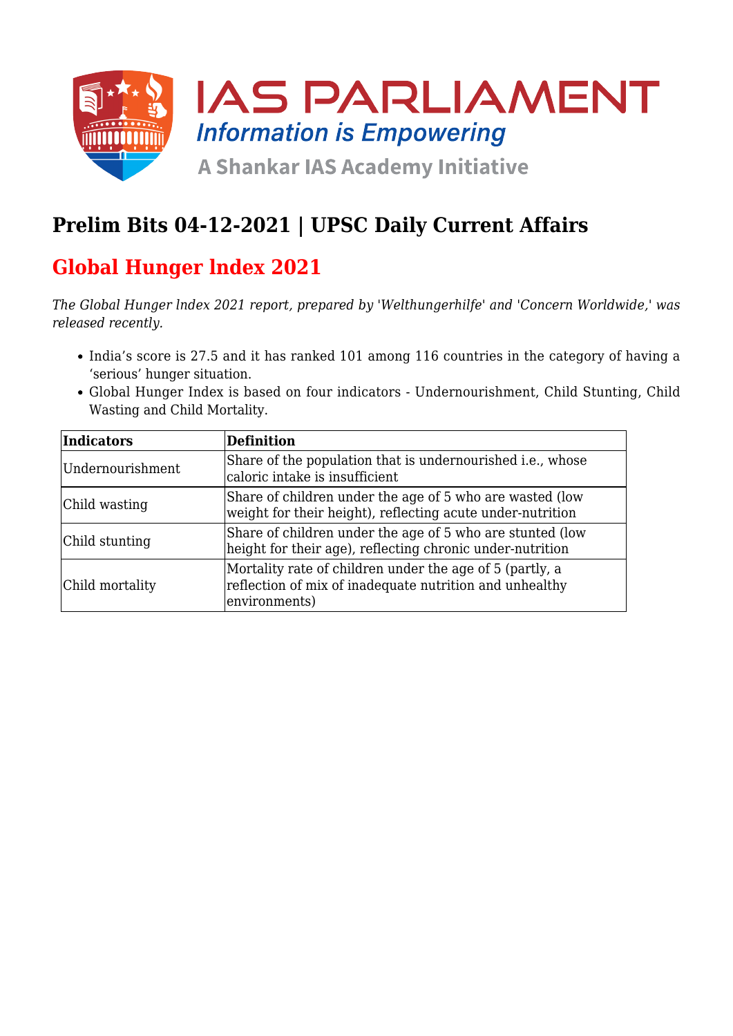# Prelim Bits 04-12-2021 | UPSC Daily Current Affairs

## Global Hunger lndex 2021

*The Global Hunger lndex 2021 report, prepared by 'Welthungerhilfe' and 'Concern Worldwide,' was released recently.*

- India’s score is 27.5 and it has ranked 101 among 116 countries in the category of having a ‘serious’ hunger situation.
- Global Hunger Index is based on four indicators - Undernourishment, Child Stunting, Child Wasting and Child Mortality.

| Indicators | Definition |
| --- | --- |
| Undernourishment | Share of the population that is undernourished i.e., whose caloric intake is insufficient |
| Child wasting | Share of children under the age of 5 who are wasted (low weight for their height), reflecting acute under-nutrition |
| Child stunting | Share of children under the age of 5 who are stunted (low height for their age), reflecting chronic under-nutrition |
| Child mortality | Mortality rate of children under the age of 5 (partly, a reflection of mix of inadequate nutrition and unhealthy environments) |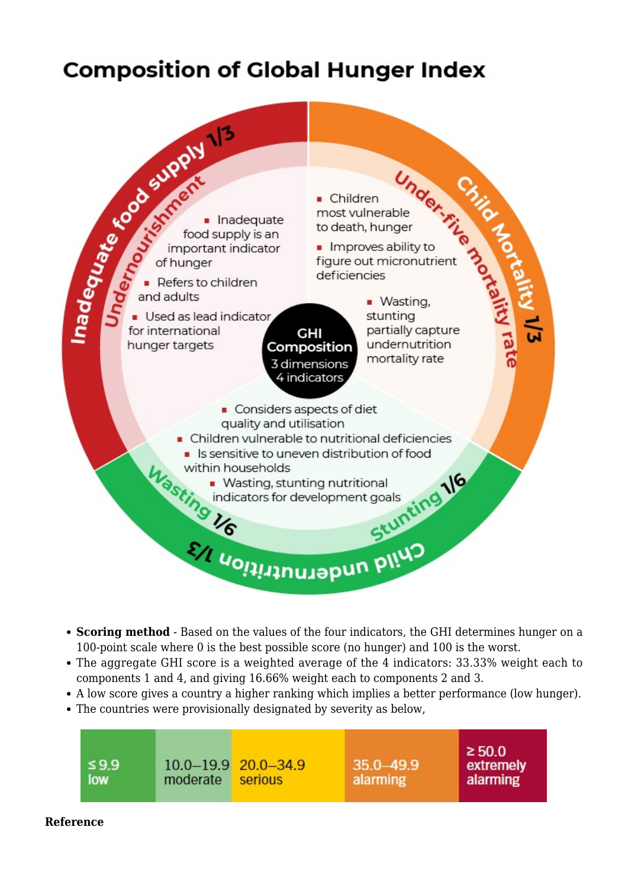## Composition of Global Hunger Index

**GHI Composition** – 3 dimensions, 4 indicators

**Inadequate food supply 1/3 – Undernourishment**

- Inadequate food supply is an important indicator of hunger
- Refers to children and adults
- Used as lead indicator for international hunger targets

**Child Mortality 1/3 – Under-five mortality rate**

- Children most vulnerable to death, hunger
- Improves ability to figure out micronutrient deficiencies
- Wasting, stunting partially capture undernutrition mortality rate

**Child undernutrition 1/3 – Wasting 1/6, Stunting 1/6**

- Considers aspects of diet quality and utilisation
- Children vulnerable to nutritional deficiencies
- Is sensitive to uneven distribution of food within households
- Wasting, stunting nutritional indicators for development goals

- **Scoring method** - Based on the values of the four indicators, the GHI determines hunger on a 100-point scale where 0 is the best possible score (no hunger) and 100 is the worst.
- The aggregate GHI score is a weighted average of the 4 indicators: 33.33% weight each to components 1 and 4, and giving 16.66% weight each to components 2 and 3.
- A low score gives a country a higher ranking which implies a better performance (low hunger).
- The countries were provisionally designated by severity as below,

| ≤ 9.9 low | 10.0–19.9 moderate | 20.0–34.9 serious | 35.0–49.9 alarming | ≥ 50.0 extremely alarming |
|---|---|---|---|---|

**Reference**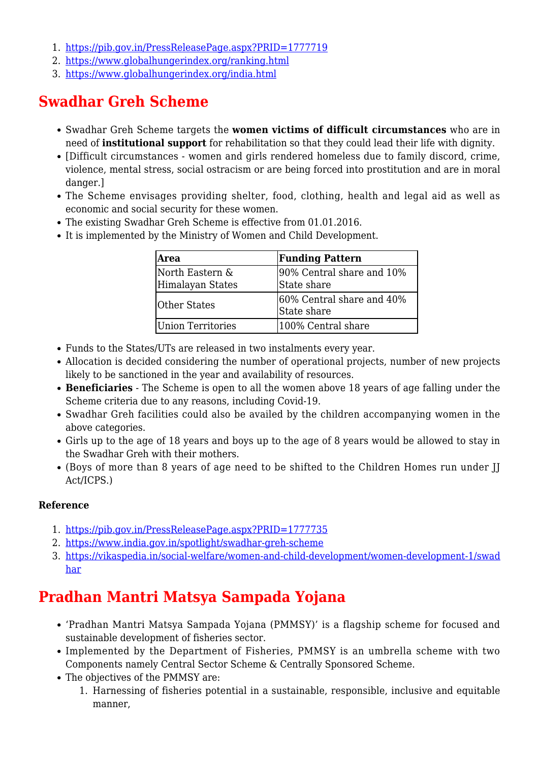1. https://pib.gov.in/PressReleasePage.aspx?PRID=1777719
2. https://www.globalhungerindex.org/ranking.html
3. https://www.globalhungerindex.org/india.html

## Swadhar Greh Scheme

- Swadhar Greh Scheme targets the **women victims of difficult circumstances** who are in need of **institutional support** for rehabilitation so that they could lead their life with dignity.
- [Difficult circumstances - women and girls rendered homeless due to family discord, crime, violence, mental stress, social ostracism or are being forced into prostitution and are in moral danger.]
- The Scheme envisages providing shelter, food, clothing, health and legal aid as well as economic and social security for these women.
- The existing Swadhar Greh Scheme is effective from 01.01.2016.
- It is implemented by the Ministry of Women and Child Development.

| Area | Funding Pattern |
| --- | --- |
| North Eastern & Himalayan States | 90% Central share and 10% State share |
| Other States | 60% Central share and 40% State share |
| Union Territories | 100% Central share |

- Funds to the States/UTs are released in two instalments every year.
- Allocation is decided considering the number of operational projects, number of new projects likely to be sanctioned in the year and availability of resources.
- **Beneficiaries** - The Scheme is open to all the women above 18 years of age falling under the Scheme criteria due to any reasons, including Covid-19.
- Swadhar Greh facilities could also be availed by the children accompanying women in the above categories.
- Girls up to the age of 18 years and boys up to the age of 8 years would be allowed to stay in the Swadhar Greh with their mothers.
- (Boys of more than 8 years of age need to be shifted to the Children Homes run under JJ Act/ICPS.)

**Reference**

1. https://pib.gov.in/PressReleasePage.aspx?PRID=1777735
2. https://www.india.gov.in/spotlight/swadhar-greh-scheme
3. https://vikaspedia.in/social-welfare/women-and-child-development/women-development-1/swadhar

## Pradhan Mantri Matsya Sampada Yojana

- 'Pradhan Mantri Matsya Sampada Yojana (PMMSY)' is a flagship scheme for focused and sustainable development of fisheries sector.
- Implemented by the Department of Fisheries, PMMSY is an umbrella scheme with two Components namely Central Sector Scheme & Centrally Sponsored Scheme.
- The objectives of the PMMSY are:
    1. Harnessing of fisheries potential in a sustainable, responsible, inclusive and equitable manner,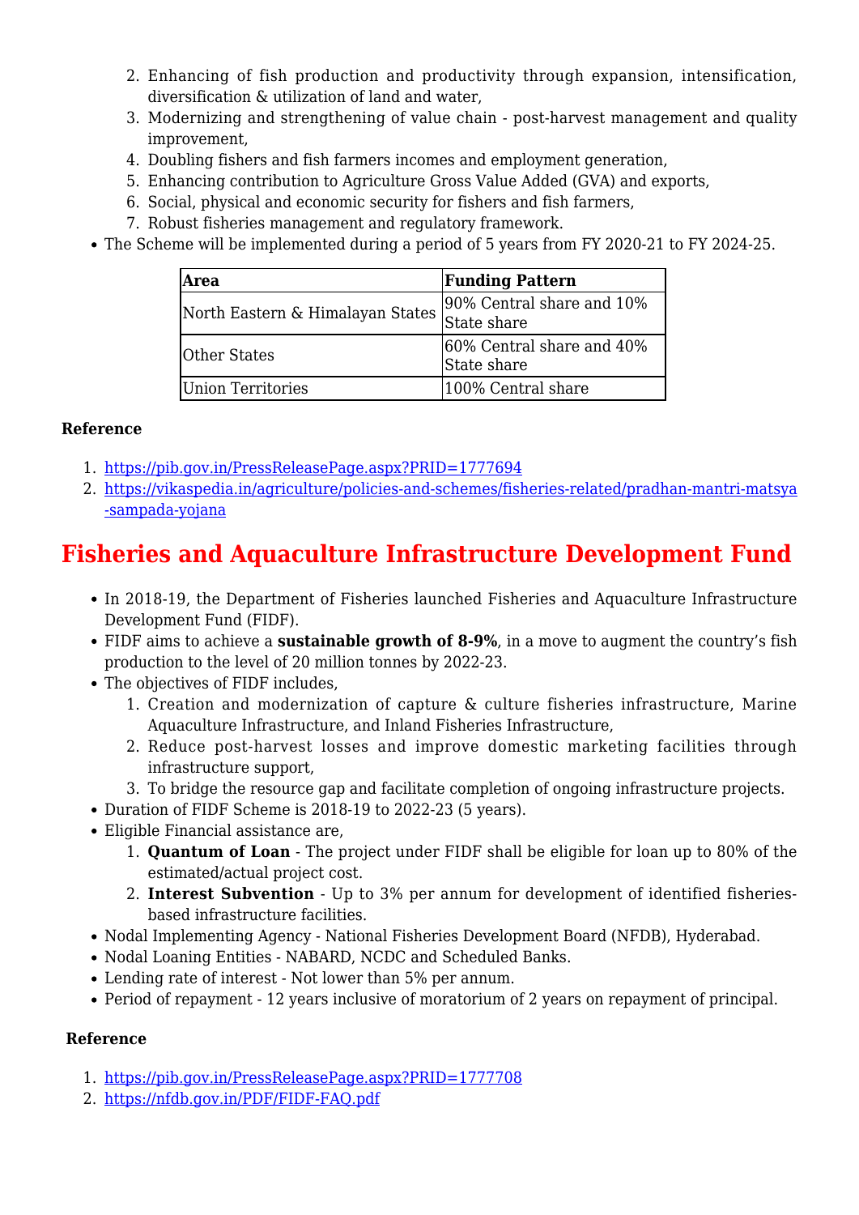2. Enhancing of fish production and productivity through expansion, intensification, diversification & utilization of land and water,
3. Modernizing and strengthening of value chain - post-harvest management and quality improvement,
4. Doubling fishers and fish farmers incomes and employment generation,
5. Enhancing contribution to Agriculture Gross Value Added (GVA) and exports,
6. Social, physical and economic security for fishers and fish farmers,
7. Robust fisheries management and regulatory framework.

- The Scheme will be implemented during a period of 5 years from FY 2020-21 to FY 2024-25.

| Area | Funding Pattern |
|---|---|
| North Eastern & Himalayan States | 90% Central share and 10% State share |
| Other States | 60% Central share and 40% State share |
| Union Territories | 100% Central share |

**Reference**

1. https://pib.gov.in/PressReleasePage.aspx?PRID=1777694
2. https://vikaspedia.in/agriculture/policies-and-schemes/fisheries-related/pradhan-mantri-matsya-sampada-yojana

# Fisheries and Aquaculture Infrastructure Development Fund

- In 2018-19, the Department of Fisheries launched Fisheries and Aquaculture Infrastructure Development Fund (FIDF).
- FIDF aims to achieve a **sustainable growth of 8-9%**, in a move to augment the country's fish production to the level of 20 million tonnes by 2022-23.
- The objectives of FIDF includes,
  1. Creation and modernization of capture & culture fisheries infrastructure, Marine Aquaculture Infrastructure, and Inland Fisheries Infrastructure,
  2. Reduce post-harvest losses and improve domestic marketing facilities through infrastructure support,
  3. To bridge the resource gap and facilitate completion of ongoing infrastructure projects.
- Duration of FIDF Scheme is 2018-19 to 2022-23 (5 years).
- Eligible Financial assistance are,
  1. **Quantum of Loan** - The project under FIDF shall be eligible for loan up to 80% of the estimated/actual project cost.
  2. **Interest Subvention** - Up to 3% per annum for development of identified fisheries-based infrastructure facilities.
- Nodal Implementing Agency - National Fisheries Development Board (NFDB), Hyderabad.
- Nodal Loaning Entities - NABARD, NCDC and Scheduled Banks.
- Lending rate of interest - Not lower than 5% per annum.
- Period of repayment - 12 years inclusive of moratorium of 2 years on repayment of principal.

**Reference**

1. https://pib.gov.in/PressReleasePage.aspx?PRID=1777708
2. https://nfdb.gov.in/PDF/FIDF-FAQ.pdf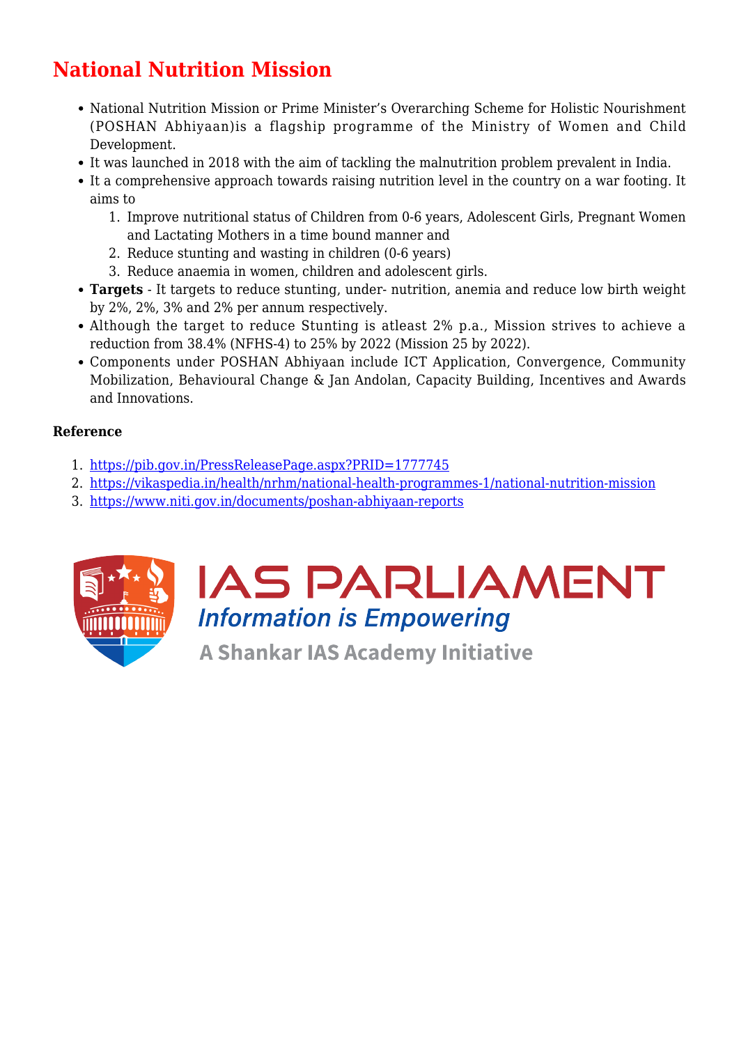# National Nutrition Mission

- National Nutrition Mission or Prime Minister's Overarching Scheme for Holistic Nourishment (POSHAN Abhiyaan)is a flagship programme of the Ministry of Women and Child Development.
- It was launched in 2018 with the aim of tackling the malnutrition problem prevalent in India.
- It a comprehensive approach towards raising nutrition level in the country on a war footing. It aims to
  1. Improve nutritional status of Children from 0-6 years, Adolescent Girls, Pregnant Women and Lactating Mothers in a time bound manner and
  2. Reduce stunting and wasting in children (0-6 years)
  3. Reduce anaemia in women, children and adolescent girls.
- **Targets** - It targets to reduce stunting, under- nutrition, anemia and reduce low birth weight by 2%, 2%, 3% and 2% per annum respectively.
- Although the target to reduce Stunting is atleast 2% p.a., Mission strives to achieve a reduction from 38.4% (NFHS-4) to 25% by 2022 (Mission 25 by 2022).
- Components under POSHAN Abhiyaan include ICT Application, Convergence, Community Mobilization, Behavioural Change & Jan Andolan, Capacity Building, Incentives and Awards and Innovations.

**Reference**

1. https://pib.gov.in/PressReleasePage.aspx?PRID=1777745
2. https://vikaspedia.in/health/nrhm/national-health-programmes-1/national-nutrition-mission
3. https://www.niti.gov.in/documents/poshan-abhiyaan-reports

IAS PARLIAMENT
*Information is Empowering*
A Shankar IAS Academy Initiative